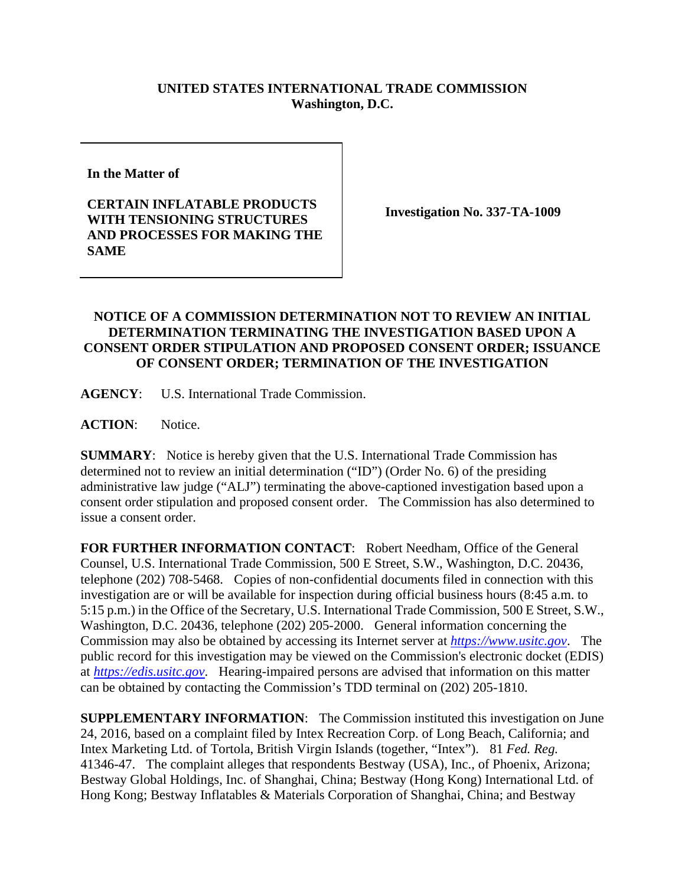**UNITED STATES INTERNATIONAL TRADE COMMISSION**
**Washington, D.C.**

**In the Matter of**

**CERTAIN INFLATABLE PRODUCTS WITH TENSIONING STRUCTURES AND PROCESSES FOR MAKING THE SAME**

**Investigation No. 337-TA-1009**

## NOTICE OF A COMMISSION DETERMINATION NOT TO REVIEW AN INITIAL DETERMINATION TERMINATING THE INVESTIGATION BASED UPON A CONSENT ORDER STIPULATION AND PROPOSED CONSENT ORDER; ISSUANCE OF CONSENT ORDER; TERMINATION OF THE INVESTIGATION

**AGENCY**: U.S. International Trade Commission.

**ACTION**: Notice.

**SUMMARY**: Notice is hereby given that the U.S. International Trade Commission has determined not to review an initial determination ("ID") (Order No. 6) of the presiding administrative law judge ("ALJ") terminating the above-captioned investigation based upon a consent order stipulation and proposed consent order. The Commission has also determined to issue a consent order.

**FOR FURTHER INFORMATION CONTACT**: Robert Needham, Office of the General Counsel, U.S. International Trade Commission, 500 E Street, S.W., Washington, D.C. 20436, telephone (202) 708-5468. Copies of non-confidential documents filed in connection with this investigation are or will be available for inspection during official business hours (8:45 a.m. to 5:15 p.m.) in the Office of the Secretary, U.S. International Trade Commission, 500 E Street, S.W., Washington, D.C. 20436, telephone (202) 205-2000. General information concerning the Commission may also be obtained by accessing its Internet server at *https://www.usitc.gov*. The public record for this investigation may be viewed on the Commission's electronic docket (EDIS) at *https://edis.usitc.gov*. Hearing-impaired persons are advised that information on this matter can be obtained by contacting the Commission's TDD terminal on (202) 205-1810.

**SUPPLEMENTARY INFORMATION**: The Commission instituted this investigation on June 24, 2016, based on a complaint filed by Intex Recreation Corp. of Long Beach, California; and Intex Marketing Ltd. of Tortola, British Virgin Islands (together, "Intex"). 81 *Fed. Reg.* 41346-47. The complaint alleges that respondents Bestway (USA), Inc., of Phoenix, Arizona; Bestway Global Holdings, Inc. of Shanghai, China; Bestway (Hong Kong) International Ltd. of Hong Kong; Bestway Inflatables & Materials Corporation of Shanghai, China; and Bestway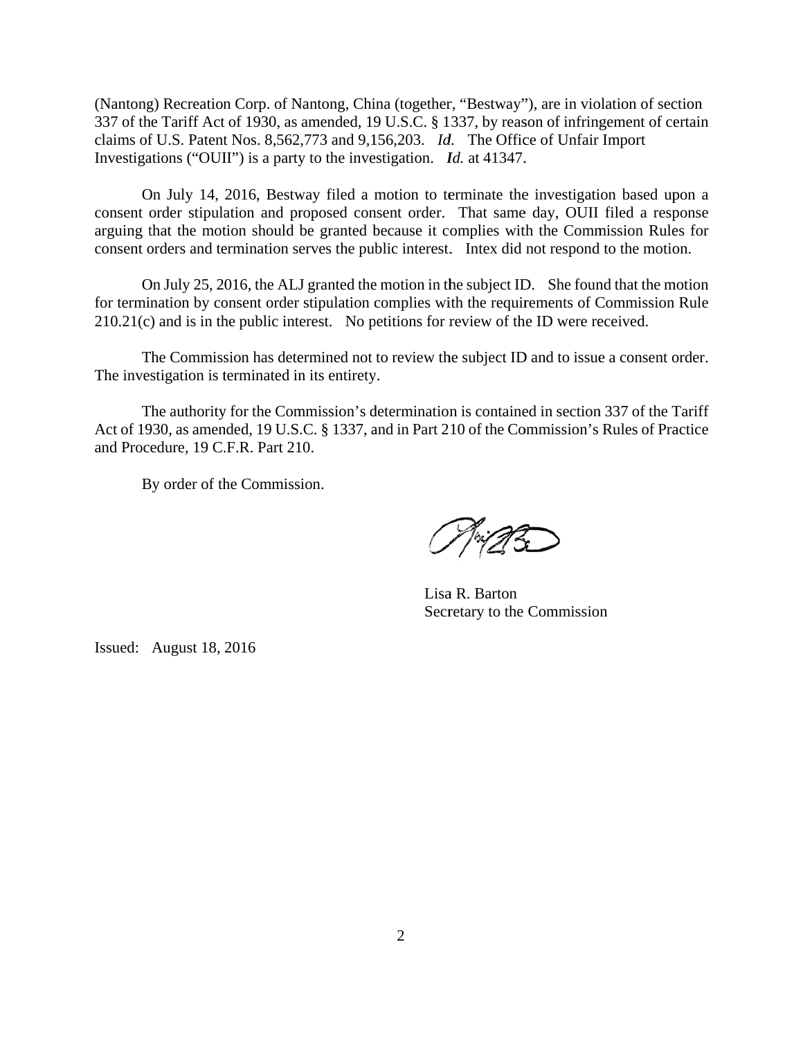(Nantong) Recreation Corp. of Nantong, China (together, "Bestway"), are in violation of section 337 of the Tariff Act of 1930, as amended, 19 U.S.C. § 1337, by reason of infringement of certain claims of U.S. Patent Nos. 8,562,773 and 9,156,203. *Id.* The Office of Unfair Import Investigations ("OUII") is a party to the investigation. *Id.* at 41347.

On July 14, 2016, Bestway filed a motion to terminate the investigation based upon a consent order stipulation and proposed consent order. That same day, OUII filed a response arguing that the motion should be granted because it complies with the Commission Rules for consent orders and termination serves the public interest. Intex did not respond to the motion.

On July 25, 2016, the ALJ granted the motion in the subject ID. She found that the motion for termination by consent order stipulation complies with the requirements of Commission Rule 210.21(c) and is in the public interest. No petitions for review of the ID were received.

The Commission has determined not to review the subject ID and to issue a consent order. The investigation is terminated in its entirety.

The authority for the Commission's determination is contained in section 337 of the Tariff Act of 1930, as amended, 19 U.S.C. § 1337, and in Part 210 of the Commission's Rules of Practice and Procedure, 19 C.F.R. Part 210.

By order of the Commission.

Lisa R. Barton
Secretary to the Commission

Issued: August 18, 2016